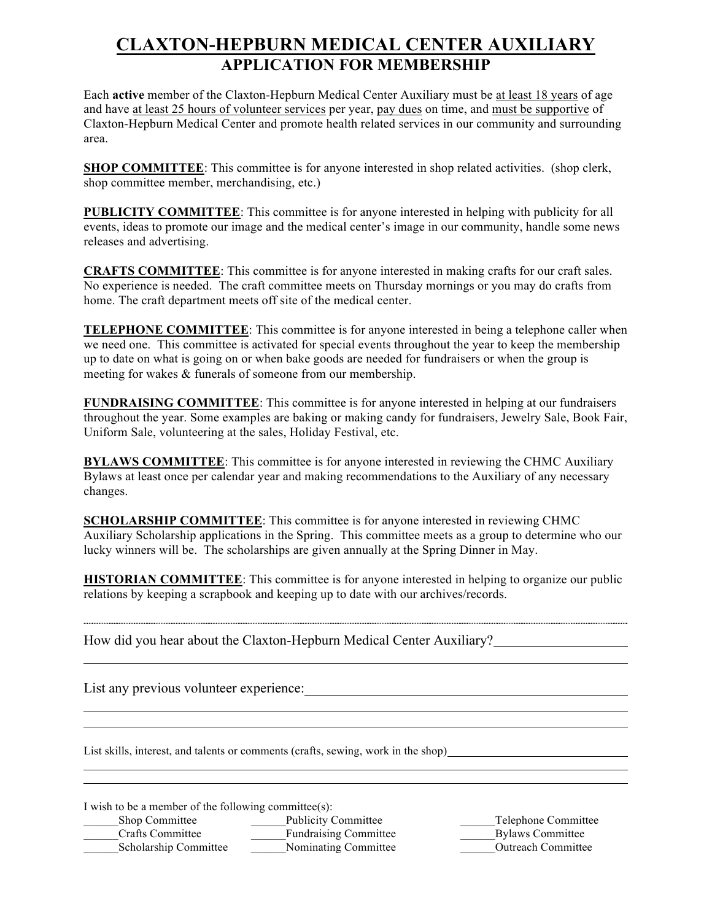# CLAXTON-HEPBURN MEDICAL CENTER AUXILIARY

## APPLICATION FOR MEMBERSHIP

Each **active** member of the Claxton-Hepburn Medical Center Auxiliary must be at least 18 years of age and have at least 25 hours of volunteer services per year, pay dues on time, and must be supportive of Claxton-Hepburn Medical Center and promote health related services in our community and surrounding area.

**SHOP COMMITTEE**: This committee is for anyone interested in shop related activities. (shop clerk, shop committee member, merchandising, etc.)

**PUBLICITY COMMITTEE**: This committee is for anyone interested in helping with publicity for all events, ideas to promote our image and the medical center's image in our community, handle some news releases and advertising.

**CRAFTS COMMITTEE**: This committee is for anyone interested in making crafts for our craft sales. No experience is needed. The craft committee meets on Thursday mornings or you may do crafts from home. The craft department meets off site of the medical center.

**TELEPHONE COMMITTEE**: This committee is for anyone interested in being a telephone caller when we need one. This committee is activated for special events throughout the year to keep the membership up to date on what is going on or when bake goods are needed for fundraisers or when the group is meeting for wakes & funerals of someone from our membership.

**FUNDRAISING COMMITTEE**: This committee is for anyone interested in helping at our fundraisers throughout the year. Some examples are baking or making candy for fundraisers, Jewelry Sale, Book Fair, Uniform Sale, volunteering at the sales, Holiday Festival, etc.

**BYLAWS COMMITTEE**: This committee is for anyone interested in reviewing the CHMC Auxiliary Bylaws at least once per calendar year and making recommendations to the Auxiliary of any necessary changes.

**SCHOLARSHIP COMMITTEE**: This committee is for anyone interested in reviewing CHMC Auxiliary Scholarship applications in the Spring. This committee meets as a group to determine who our lucky winners will be. The scholarships are given annually at the Spring Dinner in May.

**HISTORIAN COMMITTEE**: This committee is for anyone interested in helping to organize our public relations by keeping a scrapbook and keeping up to date with our archives/records.

---

How did you hear about the Claxton-Hepburn Medical Center Auxiliary?____________________

______________________________________________________________________

List any previous volunteer experience:______________________________________________

______________________________________________________________________

______________________________________________________________________

List skills, interest, and talents or comments (crafts, sewing, work in the shop)____________________

______________________________________________________________________

______________________________________________________________________

I wish to be a member of the following committee(s):

| | | |
|---|---|---|
| ______Shop Committee | ______Publicity Committee | ______Telephone Committee |
| ______Crafts Committee | ______Fundraising Committee | ______Bylaws Committee |
| ______Scholarship Committee | ______Nominating Committee | ______Outreach Committee |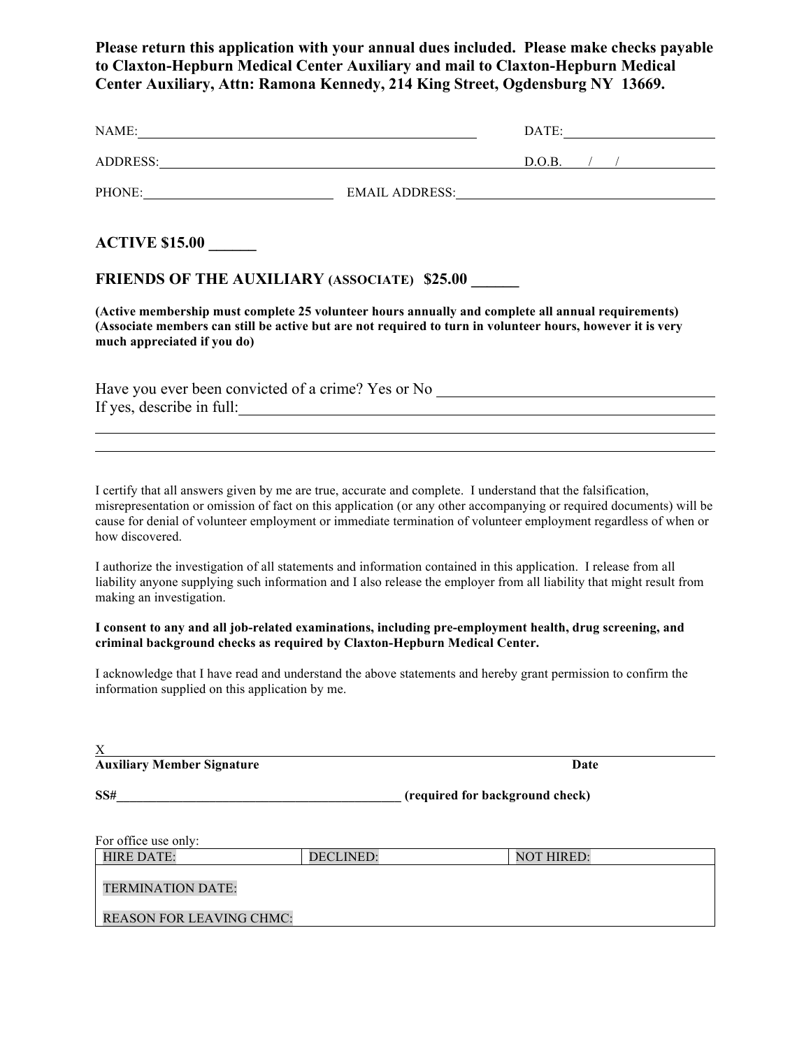**Please return this application with your annual dues included. Please make checks payable to Claxton-Hepburn Medical Center Auxiliary and mail to Claxton-Hepburn Medical Center Auxiliary, Attn: Ramona Kennedy, 214 King Street, Ogdensburg NY 13669.**

NAME:_______________________________________________ DATE:____________________

ADDRESS:____________________________________________ D.O.B. / / ____________

PHONE:__________________________ EMAIL ADDRESS:_____________________________________

**ACTIVE $15.00 ______**

**FRIENDS OF THE AUXILIARY (ASSOCIATE) $25.00 ______**

**(Active membership must complete 25 volunteer hours annually and complete all annual requirements)**
**(Associate members can still be active but are not required to turn in volunteer hours, however it is very much appreciated if you do)**

Have you ever been convicted of a crime? Yes or No ___________________________________
If yes, describe in full:___________________________________________________________

I certify that all answers given by me are true, accurate and complete. I understand that the falsification, misrepresentation or omission of fact on this application (or any other accompanying or required documents) will be cause for denial of volunteer employment or immediate termination of volunteer employment regardless of when or how discovered.

I authorize the investigation of all statements and information contained in this application. I release from all liability anyone supplying such information and I also release the employer from all liability that might result from making an investigation.

**I consent to any and all job-related examinations, including pre-employment health, drug screening, and criminal background checks as required by Claxton-Hepburn Medical Center.**

I acknowledge that I have read and understand the above statements and hereby grant permission to confirm the information supplied on this application by me.

X_________________________________________________________________________________
**Auxiliary Member Signature** **Date**

**SS#__________________________________________ (required for background check)**

For office use only:

| | | |
|---|---|---|
| HIRE DATE: | DECLINED: | NOT HIRED: |
| TERMINATION DATE: | | |
| REASON FOR LEAVING CHMC: | | |